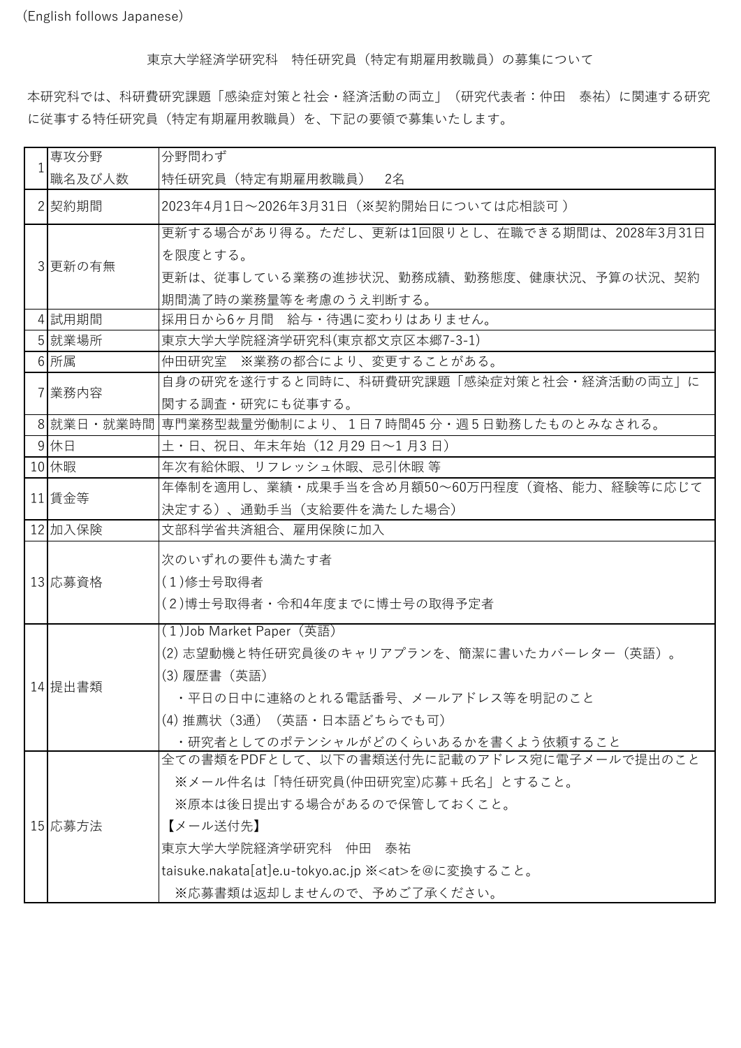(English follows Japanese)

# 東京大学経済学研究科　特任研究員（特定有期雇用教職員）の募集について

本研究科では、科研費研究課題「感染症対策と社会・経済活動の両立」（研究代表者：仲田　泰祐）に関連する研究に従事する特任研究員（特定有期雇用教職員）を、下記の要領で募集いたします。

| | 項目 | 内容 |
|---|---|---|
| 1 | 専攻分野<br>職名及び人数 | 分野問わず<br>特任研究員（特定有期雇用教職員）　2名 |
| 2 | 契約期間 | 2023年4月1日～2026年3月31日（※契約開始日については応相談可 ） |
| 3 | 更新の有無 | 更新する場合があり得る。ただし、更新は1回限りとし、在職できる期間は、2028年3月31日を限度とする。<br>更新は、従事している業務の進捗状況、勤務成績、勤務態度、健康状況、予算の状況、契約期間満了時の業務量等を考慮のうえ判断する。 |
| 4 | 試用期間 | 採用日から6ヶ月間　給与・待遇に変わりはありません。 |
| 5 | 就業場所 | 東京大学大学院経済学研究科(東京都文京区本郷7-3-1) |
| 6 | 所属 | 仲田研究室　※業務の都合により、変更することがある。 |
| 7 | 業務内容 | 自身の研究を遂行すると同時に、科研費研究課題「感染症対策と社会・経済活動の両立」に関する調査・研究にも従事する。 |
| 8 | 就業日・就業時間 | 専門業務型裁量労働制により、１日７時間45 分・週５日勤務したものとみなされる。 |
| 9 | 休日 | 土・日、祝日、年末年始（12 月29 日～1 月3 日） |
| 10 | 休暇 | 年次有給休暇、リフレッシュ休暇、忌引休暇 等 |
| 11 | 賃金等 | 年俸制を適用し、業績・成果手当を含め月額50～60万円程度（資格、能力、経験等に応じて決定する）、通勤手当（支給要件を満たした場合） |
| 12 | 加入保険 | 文部科学省共済組合、雇用保険に加入 |
| 13 | 応募資格 | 次のいずれの要件も満たす者<br>(１)修士号取得者<br>(２)博士号取得者・令和4年度までに博士号の取得予定者 |
| 14 | 提出書類 | (１)Job Market Paper（英語）<br>(2) 志望動機と特任研究員後のキャリアプランを、簡潔に書いたカバーレター（英語）。<br>(3) 履歴書（英語）<br>・平日の日中に連絡のとれる電話番号、メールアドレス等を明記のこと<br>(4) 推薦状（3通）（英語・日本語どちらでも可）<br>・研究者としてのポテンシャルがどのくらいあるかを書くよう依頼すること |
| 15 | 応募方法 | 全ての書類をPDFとして、以下の書類送付先に記載のアドレス宛に電子メールで提出のこと<br>※メール件名は「特任研究員(仲田研究室)応募＋氏名」とすること。<br>※原本は後日提出する場合があるので保管しておくこと。<br>【メール送付先】<br>東京大学大学院経済学研究科　仲田　泰祐<br>taisuke.nakata[at]e.u-tokyo.ac.jp ※<at>を@に変換すること。<br>※応募書類は返却しませんので、予めご了承ください。 |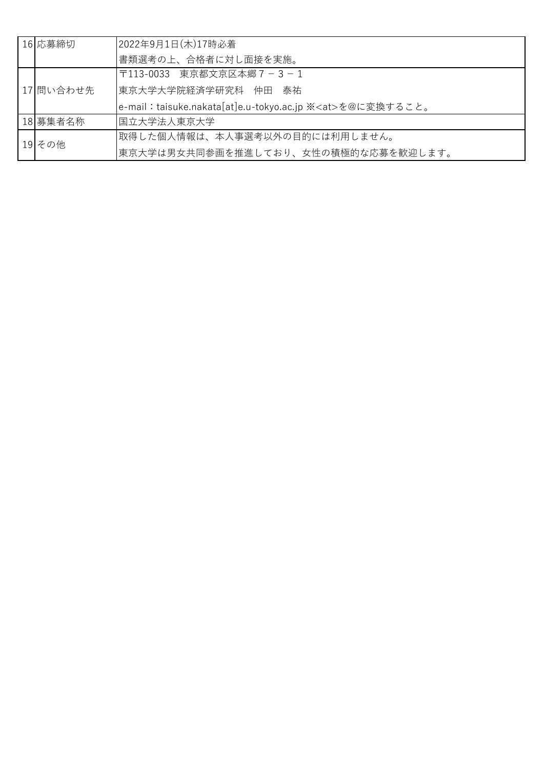| | | |
|---|---|---|
| 16 | 応募締切 | 2022年9月1日(木)17時必着 |
| | | 書類選考の上、合格者に対し面接を実施。 |
| 17 | 問い合わせ先 | 〒113-0033　東京都文京区本郷７－３－１ |
| | | 東京大学大学院経済学研究科　仲田　泰祐 |
| | | e-mail：taisuke.nakata[at]e.u-tokyo.ac.jp ※<at>を@に変換すること。 |
| 18 | 募集者名称 | 国立大学法人東京大学 |
| 19 | その他 | 取得した個人情報は、本人事選考以外の目的には利用しません。 |
| | | 東京大学は男女共同参画を推進しており、女性の積極的な応募を歓迎します。 |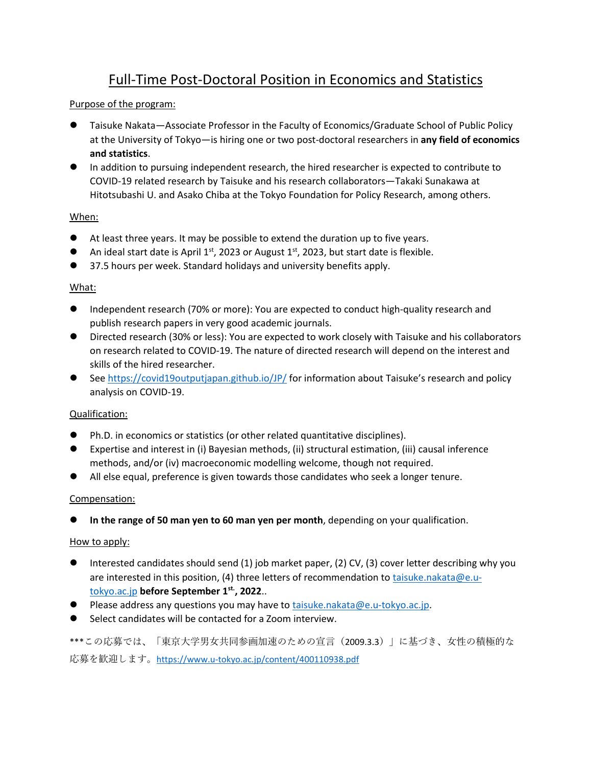# Full-Time Post-Doctoral Position in Economics and Statistics

Purpose of the program:

- Taisuke Nakata—Associate Professor in the Faculty of Economics/Graduate School of Public Policy at the University of Tokyo—is hiring one or two post-doctoral researchers in **any field of economics and statistics**.
- In addition to pursuing independent research, the hired researcher is expected to contribute to COVID-19 related research by Taisuke and his research collaborators—Takaki Sunakawa at Hitotsubashi U. and Asako Chiba at the Tokyo Foundation for Policy Research, among others.

When:

- At least three years. It may be possible to extend the duration up to five years.
- An ideal start date is April 1st, 2023 or August 1st, 2023, but start date is flexible.
- 37.5 hours per week. Standard holidays and university benefits apply.

What:

- Independent research (70% or more): You are expected to conduct high-quality research and publish research papers in very good academic journals.
- Directed research (30% or less): You are expected to work closely with Taisuke and his collaborators on research related to COVID-19. The nature of directed research will depend on the interest and skills of the hired researcher.
- See https://covid19outputjapan.github.io/JP/ for information about Taisuke's research and policy analysis on COVID-19.

Qualification:

- Ph.D. in economics or statistics (or other related quantitative disciplines).
- Expertise and interest in (i) Bayesian methods, (ii) structural estimation, (iii) causal inference methods, and/or (iv) macroeconomic modelling welcome, though not required.
- All else equal, preference is given towards those candidates who seek a longer tenure.

Compensation:

- **In the range of 50 man yen to 60 man yen per month**, depending on your qualification.

How to apply:

- Interested candidates should send (1) job market paper, (2) CV, (3) cover letter describing why you are interested in this position, (4) three letters of recommendation to taisuke.nakata@e.u-tokyo.ac.jp **before September 1st., 2022**..
- Please address any questions you may have to taisuke.nakata@e.u-tokyo.ac.jp.
- Select candidates will be contacted for a Zoom interview.

***この応募では、「東京大学男女共同参画加速のための宣言（2009.3.3）」に基づき、女性の積極的な応募を歓迎します。https://www.u-tokyo.ac.jp/content/400110938.pdf